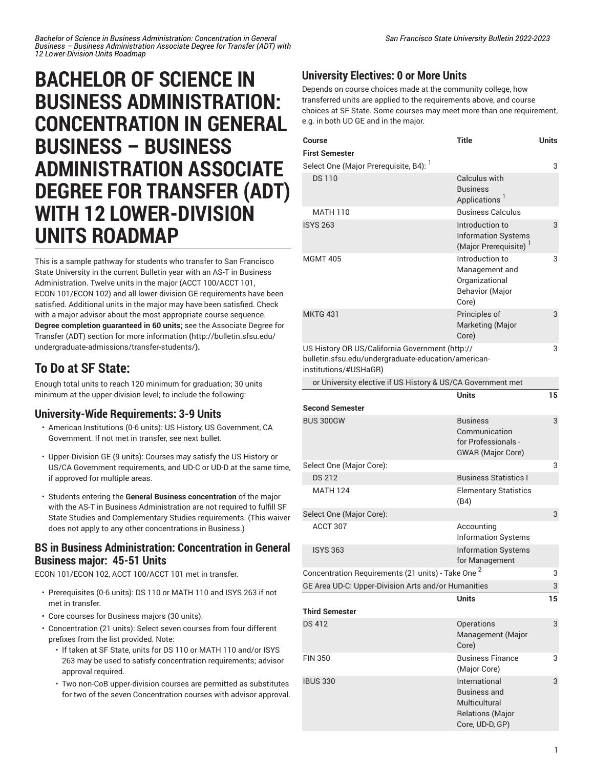# BACHELOR OF SCIENCE IN BUSINESS ADMINISTRATION: CONCENTRATION IN GENERAL BUSINESS – BUSINESS ADMINISTRATION ASSOCIATE DEGREE FOR TRANSFER (ADT) WITH 12 LOWER-DIVISION UNITS ROADMAP

This is a sample pathway for students who transfer to San Francisco State University in the current Bulletin year with an AS-T in Business Administration. Twelve units in the major (ACCT 100/ACCT 101, ECON 101/ECON 102) and all lower-division GE requirements have been satisfied. Additional units in the major may have been satisfied. Check with a major advisor about the most appropriate course sequence. **Degree completion guaranteed in 60 units;** see the Associate Degree for Transfer (ADT) section for more information **(**http://bulletin.sfsu.edu/undergraduate-admissions/transfer-students/**).**

## To Do at SF State:

Enough total units to reach 120 minimum for graduation; 30 units minimum at the upper-division level; to include the following:

### University-Wide Requirements: 3-9 Units

- American Institutions (0-6 units): US History, US Government, CA Government. If not met in transfer, see next bullet.
- Upper-Division GE (9 units): Courses may satisfy the US History or US/CA Government requirements, and UD-C or UD-D at the same time, if approved for multiple areas.
- Students entering the **General Business concentration** of the major with the AS-T in Business Administration are not required to fulfill SF State Studies and Complementary Studies requirements. (This waiver does not apply to any other concentrations in Business.)

### BS in Business Administration: Concentration in General Business major: 45-51 Units

ECON 101/ECON 102, ACCT 100/ACCT 101 met in transfer.

- Prerequisites (0-6 units): DS 110 or MATH 110 and ISYS 263 if not met in transfer.
- Core courses for Business majors (30 units).
- Concentration (21 units): Select seven courses from four different prefixes from the list provided. Note:
  - If taken at SF State, units for DS 110 or MATH 110 and/or ISYS 263 may be used to satisfy concentration requirements; advisor approval required.
  - Two non-CoB upper-division courses are permitted as substitutes for two of the seven Concentration courses with advisor approval.

### University Electives: 0 or More Units

Depends on course choices made at the community college, how transferred units are applied to the requirements above, and course choices at SF State. Some courses may meet more than one requirement, e.g. in both UD GE and in the major.

| Course | Title | Units |
|---|---|---|
| **First Semester** | | |
| Select One (Major Prerequisite, B4): [1] | | 3 |
| DS 110 | Calculus with Business Applications [1] | |
| MATH 110 | Business Calculus | |
| ISYS 263 | Introduction to Information Systems (Major Prerequisite) [1] | 3 |
| MGMT 405 | Introduction to Management and Organizational Behavior (Major Core) | 3 |
| MKTG 431 | Principles of Marketing (Major Core) | 3 |
| US History OR US/California Government (http://bulletin.sfsu.edu/undergraduate-education/american-institutions/#USHaGR) | | 3 |
| or University elective if US History & US/CA Government met | | |
| | **Units** | **15** |
| **Second Semester** | | |
| BUS 300GW | Business Communication for Professionals - GWAR (Major Core) | 3 |
| Select One (Major Core): | | 3 |
| DS 212 | Business Statistics I | |
| MATH 124 | Elementary Statistics (B4) | |
| Select One (Major Core): | | 3 |
| ACCT 307 | Accounting Information Systems | |
| ISYS 363 | Information Systems for Management | |
| Concentration Requirements (21 units) - Take One [2] | | 3 |
| GE Area UD-C: Upper-Division Arts and/or Humanities | | 3 |
| | **Units** | **15** |
| **Third Semester** | | |
| DS 412 | Operations Management (Major Core) | 3 |
| FIN 350 | Business Finance (Major Core) | 3 |
| IBUS 330 | International Business and Multicultural Relations (Major Core, UD-D, GP) | 3 |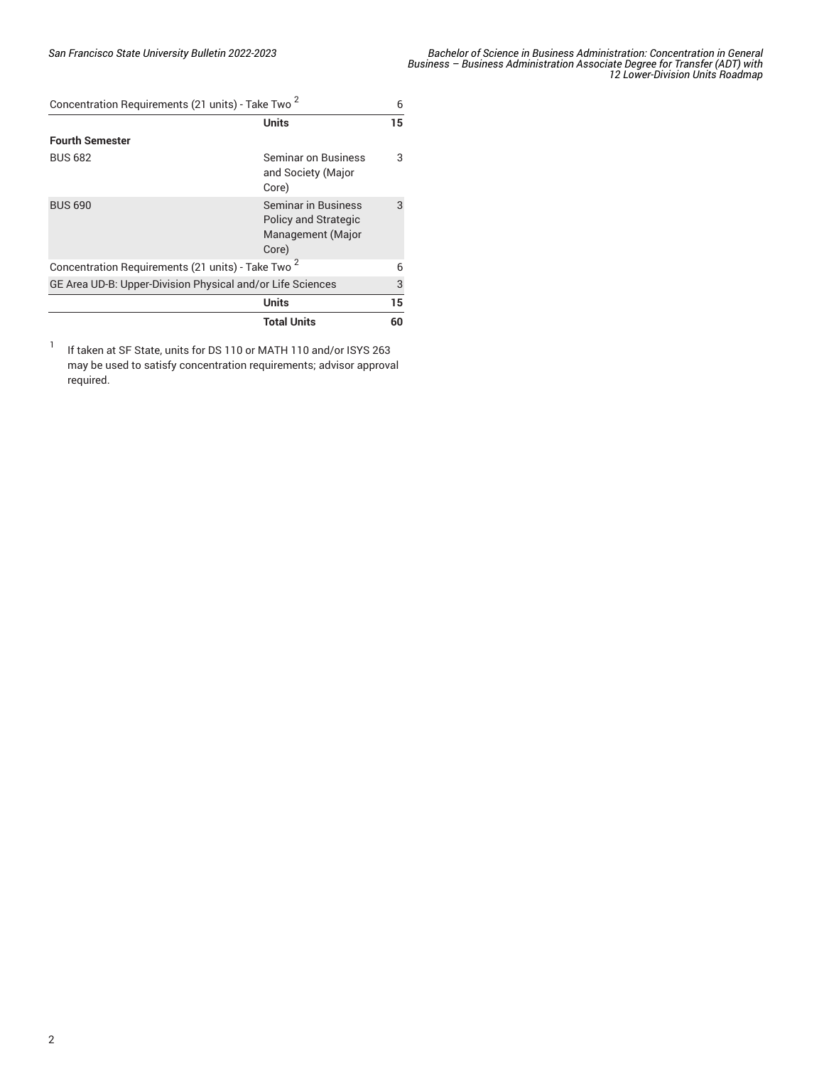| | | |
|---|---|---|
| Concentration Requirements (21 units) - Take Two [2] | | 6 |
| | **Units** | **15** |
| **Fourth Semester** | | |
| BUS 682 | Seminar on Business and Society (Major Core) | 3 |
| BUS 690 | Seminar in Business Policy and Strategic Management (Major Core) | 3 |
| Concentration Requirements (21 units) - Take Two [2] | | 6 |
| GE Area UD-B: Upper-Division Physical and/or Life Sciences | | 3 |
| | **Units** | **15** |
| | **Total Units** | **60** |

[1] If taken at SF State, units for DS 110 or MATH 110 and/or ISYS 263 may be used to satisfy concentration requirements; advisor approval required.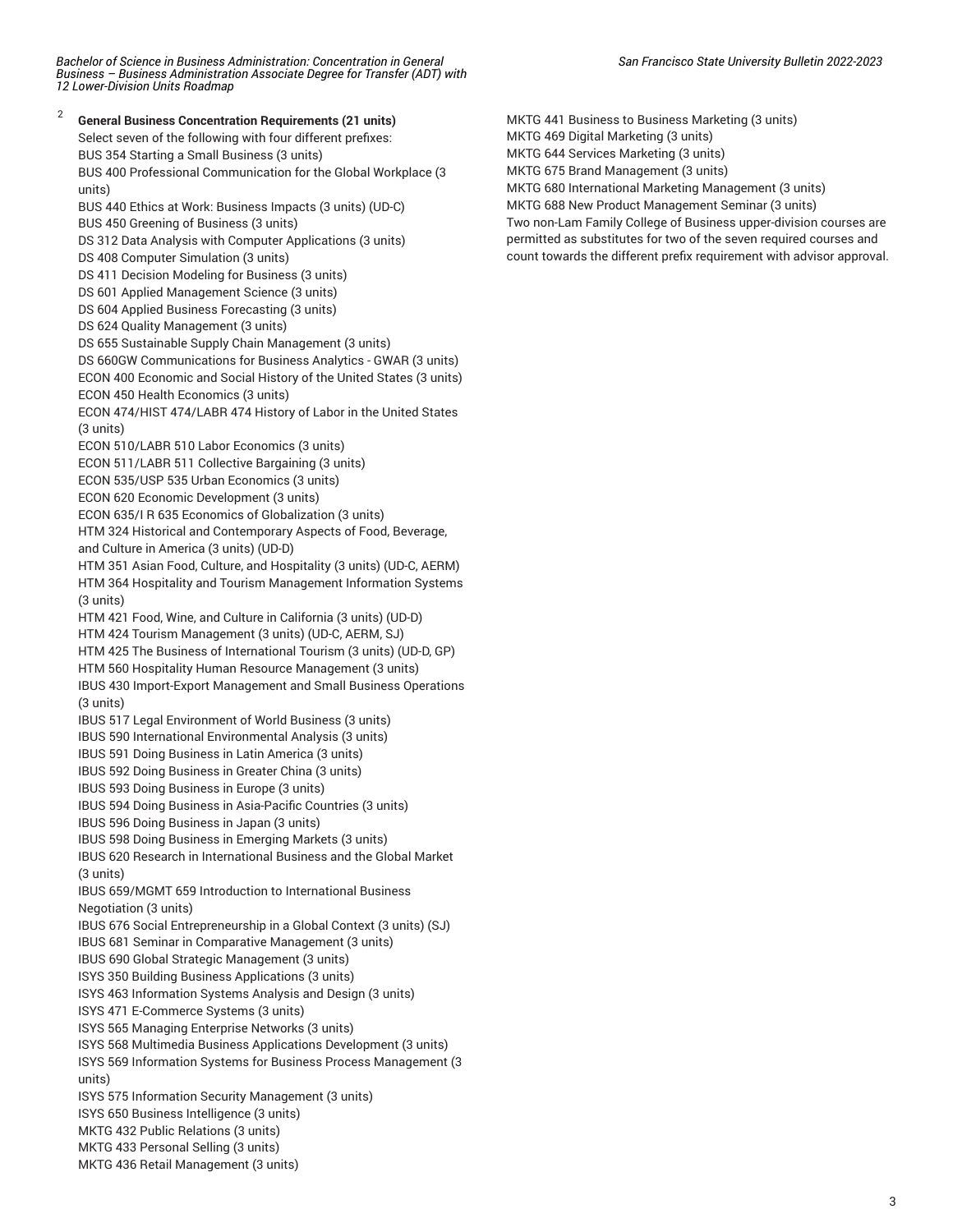[2] **General Business Concentration Requirements (21 units)**

Select seven of the following with four different prefixes:

BUS 354 Starting a Small Business (3 units)
BUS 400 Professional Communication for the Global Workplace (3 units)
BUS 440 Ethics at Work: Business Impacts (3 units) (UD-C)
BUS 450 Greening of Business (3 units)
DS 312 Data Analysis with Computer Applications (3 units)
DS 408 Computer Simulation (3 units)
DS 411 Decision Modeling for Business (3 units)
DS 601 Applied Management Science (3 units)
DS 604 Applied Business Forecasting (3 units)
DS 624 Quality Management (3 units)
DS 655 Sustainable Supply Chain Management (3 units)
DS 660GW Communications for Business Analytics - GWAR (3 units)
ECON 400 Economic and Social History of the United States (3 units)
ECON 450 Health Economics (3 units)
ECON 474/HIST 474/LABR 474 History of Labor in the United States (3 units)
ECON 510/LABR 510 Labor Economics (3 units)
ECON 511/LABR 511 Collective Bargaining (3 units)
ECON 535/USP 535 Urban Economics (3 units)
ECON 620 Economic Development (3 units)
ECON 635/I R 635 Economics of Globalization (3 units)
HTM 324 Historical and Contemporary Aspects of Food, Beverage, and Culture in America (3 units) (UD-D)
HTM 351 Asian Food, Culture, and Hospitality (3 units) (UD-C, AERM)
HTM 364 Hospitality and Tourism Management Information Systems (3 units)
HTM 421 Food, Wine, and Culture in California (3 units) (UD-D)
HTM 424 Tourism Management (3 units) (UD-C, AERM, SJ)
HTM 425 The Business of International Tourism (3 units) (UD-D, GP)
HTM 560 Hospitality Human Resource Management (3 units)
IBUS 430 Import-Export Management and Small Business Operations (3 units)
IBUS 517 Legal Environment of World Business (3 units)
IBUS 590 International Environmental Analysis (3 units)
IBUS 591 Doing Business in Latin America (3 units)
IBUS 592 Doing Business in Greater China (3 units)
IBUS 593 Doing Business in Europe (3 units)
IBUS 594 Doing Business in Asia-Pacific Countries (3 units)
IBUS 596 Doing Business in Japan (3 units)
IBUS 598 Doing Business in Emerging Markets (3 units)
IBUS 620 Research in International Business and the Global Market (3 units)
IBUS 659/MGMT 659 Introduction to International Business Negotiation (3 units)
IBUS 676 Social Entrepreneurship in a Global Context (3 units) (SJ)
IBUS 681 Seminar in Comparative Management (3 units)
IBUS 690 Global Strategic Management (3 units)
ISYS 350 Building Business Applications (3 units)
ISYS 463 Information Systems Analysis and Design (3 units)
ISYS 471 E-Commerce Systems (3 units)
ISYS 565 Managing Enterprise Networks (3 units)
ISYS 568 Multimedia Business Applications Development (3 units)
ISYS 569 Information Systems for Business Process Management (3 units)
ISYS 575 Information Security Management (3 units)
ISYS 650 Business Intelligence (3 units)
MKTG 432 Public Relations (3 units)
MKTG 433 Personal Selling (3 units)
MKTG 436 Retail Management (3 units)
MKTG 441 Business to Business Marketing (3 units)
MKTG 469 Digital Marketing (3 units)
MKTG 644 Services Marketing (3 units)
MKTG 675 Brand Management (3 units)
MKTG 680 International Marketing Management (3 units)
MKTG 688 New Product Management Seminar (3 units)

Two non-Lam Family College of Business upper-division courses are permitted as substitutes for two of the seven required courses and count towards the different prefix requirement with advisor approval.